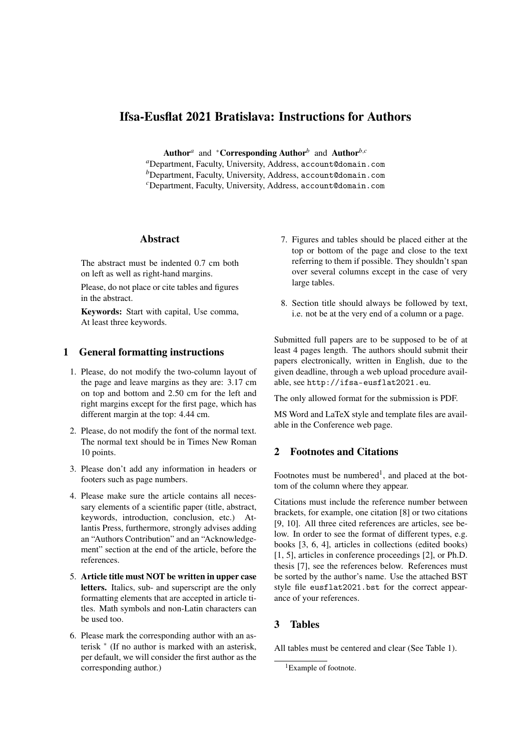# Ifsa-Eusflat 2021 Bratislava: Instructions for Authors

**Author**[a] and *****Corresponding Author**[b] and **Author**[b,c]

[a]Department, Faculty, University, Address, `account@domain.com`
[b]Department, Faculty, University, Address, `account@domain.com`
[c]Department, Faculty, University, Address, `account@domain.com`

## Abstract

The abstract must be indented 0.7 cm both on left as well as right-hand margins.

Please, do not place or cite tables and figures in the abstract.

**Keywords:** Start with capital, Use comma, At least three keywords.

## 1 General formatting instructions

1. Please, do not modify the two-column layout of the page and leave margins as they are: 3.17 cm on top and bottom and 2.50 cm for the left and right margins except for the first page, which has different margin at the top: 4.44 cm.

2. Please, do not modify the font of the normal text. The normal text should be in Times New Roman 10 points.

3. Please don't add any information in headers or footers such as page numbers.

4. Please make sure the article contains all necessary elements of a scientific paper (title, abstract, keywords, introduction, conclusion, etc.) Atlantis Press, furthermore, strongly advises adding an "Authors Contribution" and an "Acknowledgement" section at the end of the article, before the references.

5. **Article title must NOT be written in upper case letters.** Italics, sub- and superscript are the only formatting elements that are accepted in article titles. Math symbols and non-Latin characters can be used too.

6. Please mark the corresponding author with an asterisk * (If no author is marked with an asterisk, per default, we will consider the first author as the corresponding author.)

7. Figures and tables should be placed either at the top or bottom of the page and close to the text referring to them if possible. They shouldn't span over several columns except in the case of very large tables.

8. Section title should always be followed by text, i.e. not be at the very end of a column or a page.

Submitted full papers are to be supposed to be of at least 4 pages length. The authors should submit their papers electronically, written in English, due to the given deadline, through a web upload procedure available, see `http://ifsa-eusflat2021.eu`.

The only allowed format for the submission is PDF.

MS Word and LaTeX style and template files are available in the Conference web page.

## 2 Footnotes and Citations

Footnotes must be numbered[1], and placed at the bottom of the column where they appear.

Citations must include the reference number between brackets, for example, one citation [8] or two citations [9, 10]. All three cited references are articles, see below. In order to see the format of different types, e.g. books [3, 6, 4], articles in collections (edited books) [1, 5], articles in conference proceedings [2], or Ph.D. thesis [7], see the references below. References must be sorted by the author's name. Use the attached BST style file `eusflat2021.bst` for the correct appearance of your references.

## 3 Tables

All tables must be centered and clear (See Table 1).

[1]Example of footnote.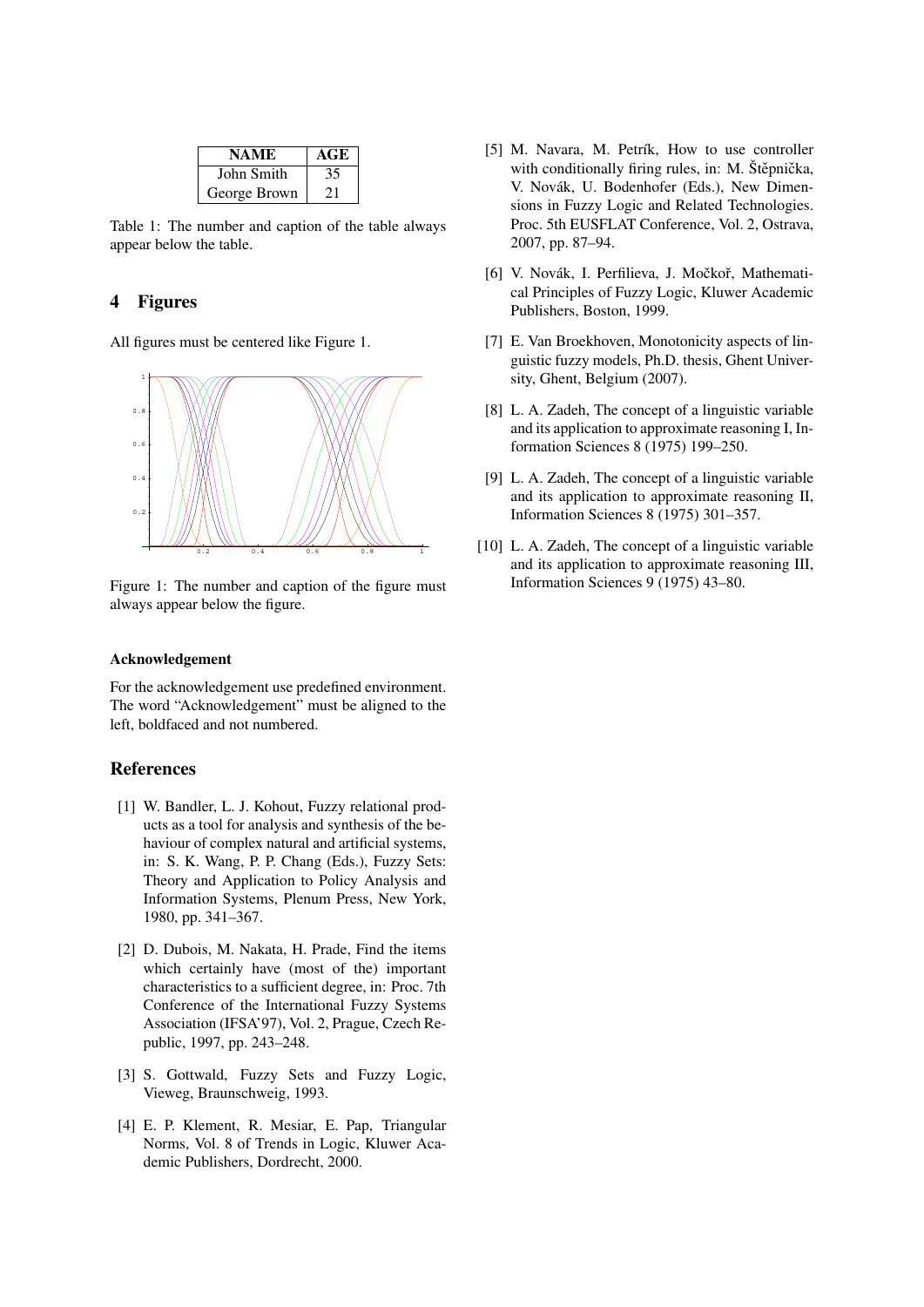| NAME | AGE |
|---|---|
| John Smith | 35 |
| George Brown | 21 |

Table 1: The number and caption of the table always appear below the table.

## 4 Figures

All figures must be centered like Figure 1.

1

0.8

0.6

0.4

0.2

0.2 0.4 0.6 0.8 1

Figure 1: The number and caption of the figure must always appear below the figure.

### Acknowledgement

For the acknowledgement use predefined environment. The word "Acknowledgement" must be aligned to the left, boldfaced and not numbered.

## References

[1] W. Bandler, L. J. Kohout, Fuzzy relational products as a tool for analysis and synthesis of the behaviour of complex natural and artificial systems, in: S. K. Wang, P. P. Chang (Eds.), Fuzzy Sets: Theory and Application to Policy Analysis and Information Systems, Plenum Press, New York, 1980, pp. 341–367.

[2] D. Dubois, M. Nakata, H. Prade, Find the items which certainly have (most of the) important characteristics to a sufficient degree, in: Proc. 7th Conference of the International Fuzzy Systems Association (IFSA'97), Vol. 2, Prague, Czech Republic, 1997, pp. 243–248.

[3] S. Gottwald, Fuzzy Sets and Fuzzy Logic, Vieweg, Braunschweig, 1993.

[4] E. P. Klement, R. Mesiar, E. Pap, Triangular Norms, Vol. 8 of Trends in Logic, Kluwer Academic Publishers, Dordrecht, 2000.

[5] M. Navara, M. Petrík, How to use controller with conditionally firing rules, in: M. Štěpnička, V. Novák, U. Bodenhofer (Eds.), New Dimensions in Fuzzy Logic and Related Technologies. Proc. 5th EUSFLAT Conference, Vol. 2, Ostrava, 2007, pp. 87–94.

[6] V. Novák, I. Perfilieva, J. Močkoř, Mathematical Principles of Fuzzy Logic, Kluwer Academic Publishers, Boston, 1999.

[7] E. Van Broekhoven, Monotonicity aspects of linguistic fuzzy models, Ph.D. thesis, Ghent University, Ghent, Belgium (2007).

[8] L. A. Zadeh, The concept of a linguistic variable and its application to approximate reasoning I, Information Sciences 8 (1975) 199–250.

[9] L. A. Zadeh, The concept of a linguistic variable and its application to approximate reasoning II, Information Sciences 8 (1975) 301–357.

[10] L. A. Zadeh, The concept of a linguistic variable and its application to approximate reasoning III, Information Sciences 9 (1975) 43–80.